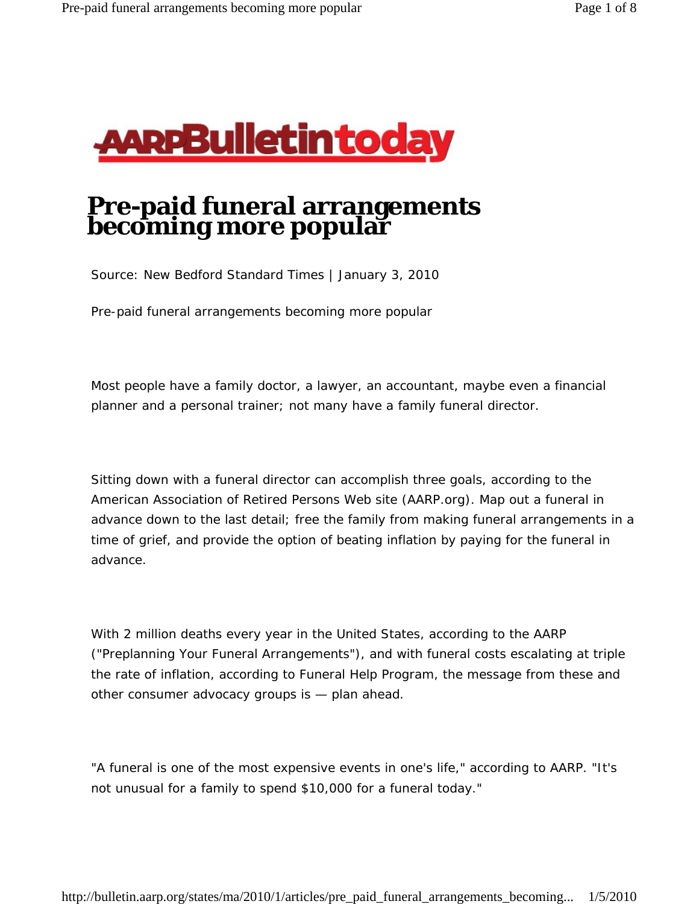AARPBulletintoday

# Pre-paid funeral arrangements becoming more popular

Source: New Bedford Standard Times | January 3, 2010

Pre-paid funeral arrangements becoming more popular

Most people have a family doctor, a lawyer, an accountant, maybe even a financial planner and a personal trainer; not many have a family funeral director.

Sitting down with a funeral director can accomplish three goals, according to the American Association of Retired Persons Web site (AARP.org). Map out a funeral in advance down to the last detail; free the family from making funeral arrangements in a time of grief, and provide the option of beating inflation by paying for the funeral in advance.

With 2 million deaths every year in the United States, according to the AARP ("Preplanning Your Funeral Arrangements"), and with funeral costs escalating at triple the rate of inflation, according to Funeral Help Program, the message from these and other consumer advocacy groups is — plan ahead.

"A funeral is one of the most expensive events in one's life," according to AARP. "It's not unusual for a family to spend $10,000 for a funeral today."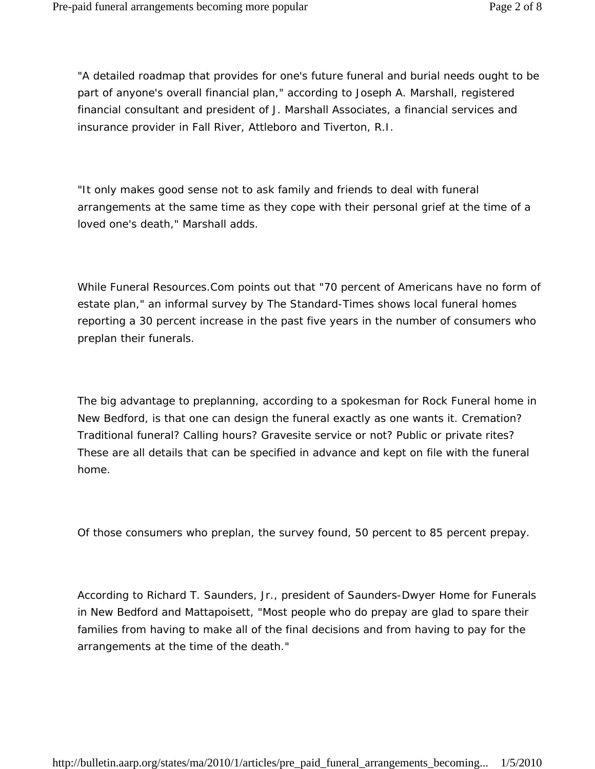"A detailed roadmap that provides for one's future funeral and burial needs ought to be part of anyone's overall financial plan," according to Joseph A. Marshall, registered financial consultant and president of J. Marshall Associates, a financial services and insurance provider in Fall River, Attleboro and Tiverton, R.I.

"It only makes good sense not to ask family and friends to deal with funeral arrangements at the same time as they cope with their personal grief at the time of a loved one's death," Marshall adds.

While Funeral Resources.Com points out that "70 percent of Americans have no form of estate plan," an informal survey by The Standard-Times shows local funeral homes reporting a 30 percent increase in the past five years in the number of consumers who preplan their funerals.

The big advantage to preplanning, according to a spokesman for Rock Funeral home in New Bedford, is that one can design the funeral exactly as one wants it. Cremation? Traditional funeral? Calling hours? Gravesite service or not? Public or private rites? These are all details that can be specified in advance and kept on file with the funeral home.

Of those consumers who preplan, the survey found, 50 percent to 85 percent prepay.

According to Richard T. Saunders, Jr., president of Saunders-Dwyer Home for Funerals in New Bedford and Mattapoisett, "Most people who do prepay are glad to spare their families from having to make all of the final decisions and from having to pay for the arrangements at the time of the death."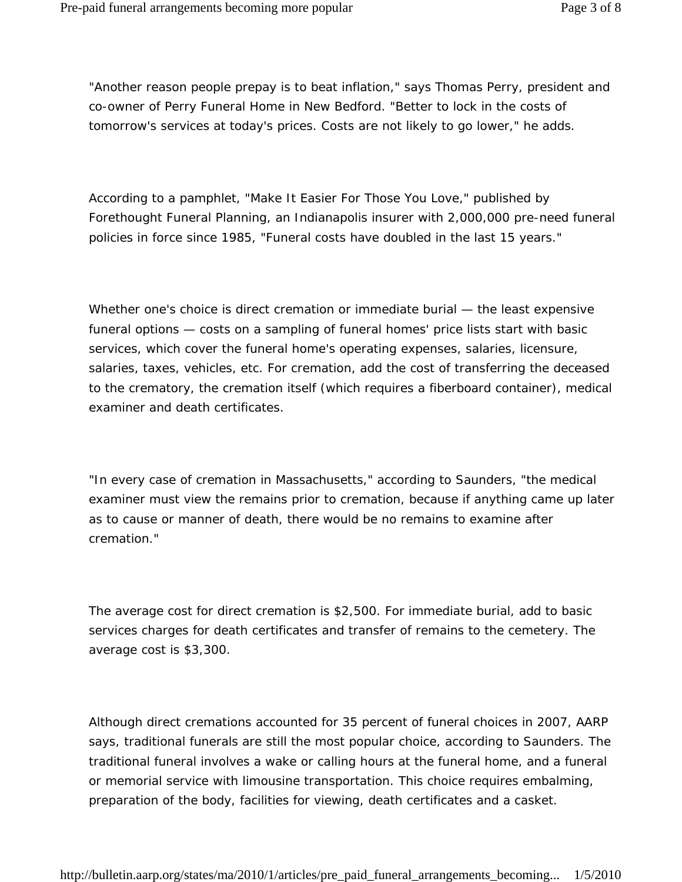"Another reason people prepay is to beat inflation," says Thomas Perry, president and co-owner of Perry Funeral Home in New Bedford. "Better to lock in the costs of tomorrow's services at today's prices. Costs are not likely to go lower," he adds.

According to a pamphlet, "Make It Easier For Those You Love," published by Forethought Funeral Planning, an Indianapolis insurer with 2,000,000 pre-need funeral policies in force since 1985, "Funeral costs have doubled in the last 15 years."

Whether one's choice is direct cremation or immediate burial — the least expensive funeral options — costs on a sampling of funeral homes' price lists start with basic services, which cover the funeral home's operating expenses, salaries, licensure, salaries, taxes, vehicles, etc. For cremation, add the cost of transferring the deceased to the crematory, the cremation itself (which requires a fiberboard container), medical examiner and death certificates.

"In every case of cremation in Massachusetts," according to Saunders, "the medical examiner must view the remains prior to cremation, because if anything came up later as to cause or manner of death, there would be no remains to examine after cremation."

The average cost for direct cremation is $2,500. For immediate burial, add to basic services charges for death certificates and transfer of remains to the cemetery. The average cost is $3,300.

Although direct cremations accounted for 35 percent of funeral choices in 2007, AARP says, traditional funerals are still the most popular choice, according to Saunders. The traditional funeral involves a wake or calling hours at the funeral home, and a funeral or memorial service with limousine transportation. This choice requires embalming, preparation of the body, facilities for viewing, death certificates and a casket.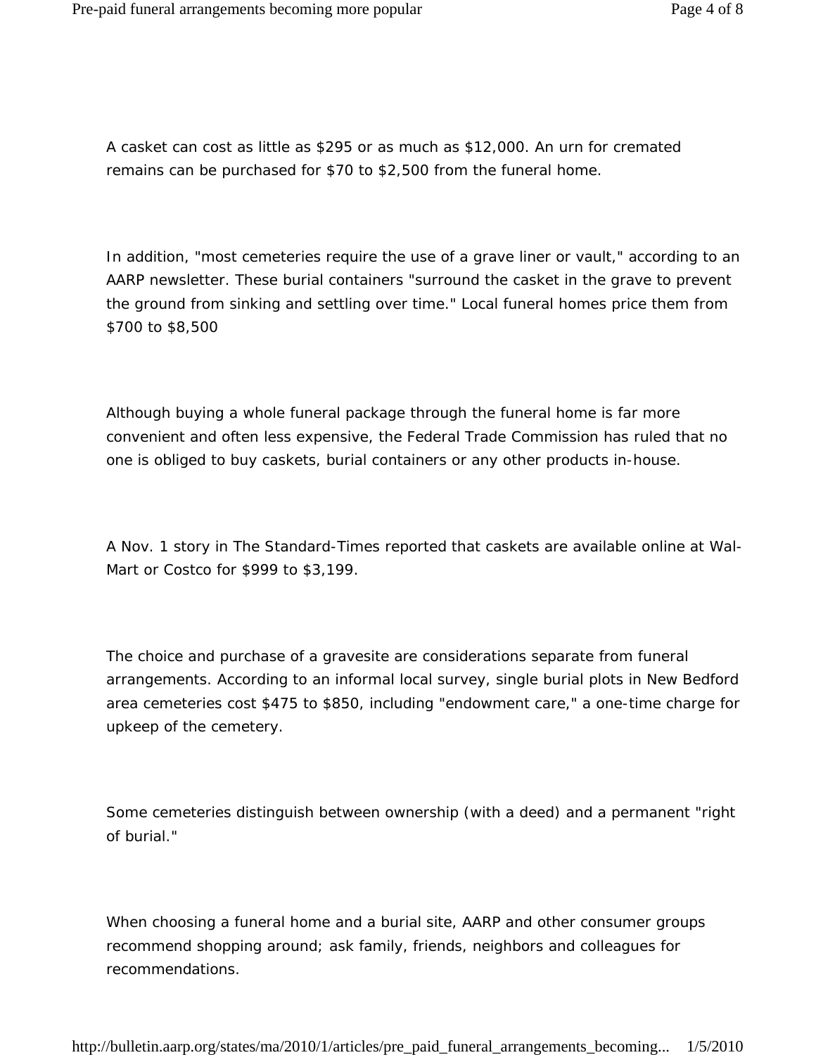A casket can cost as little as $295 or as much as $12,000. An urn for cremated remains can be purchased for $70 to $2,500 from the funeral home.

In addition, "most cemeteries require the use of a grave liner or vault," according to an AARP newsletter. These burial containers "surround the casket in the grave to prevent the ground from sinking and settling over time." Local funeral homes price them from $700 to $8,500

Although buying a whole funeral package through the funeral home is far more convenient and often less expensive, the Federal Trade Commission has ruled that no one is obliged to buy caskets, burial containers or any other products in-house.

A Nov. 1 story in The Standard-Times reported that caskets are available online at Wal-Mart or Costco for $999 to $3,199.

The choice and purchase of a gravesite are considerations separate from funeral arrangements. According to an informal local survey, single burial plots in New Bedford area cemeteries cost $475 to $850, including "endowment care," a one-time charge for upkeep of the cemetery.

Some cemeteries distinguish between ownership (with a deed) and a permanent "right of burial."

When choosing a funeral home and a burial site, AARP and other consumer groups recommend shopping around; ask family, friends, neighbors and colleagues for recommendations.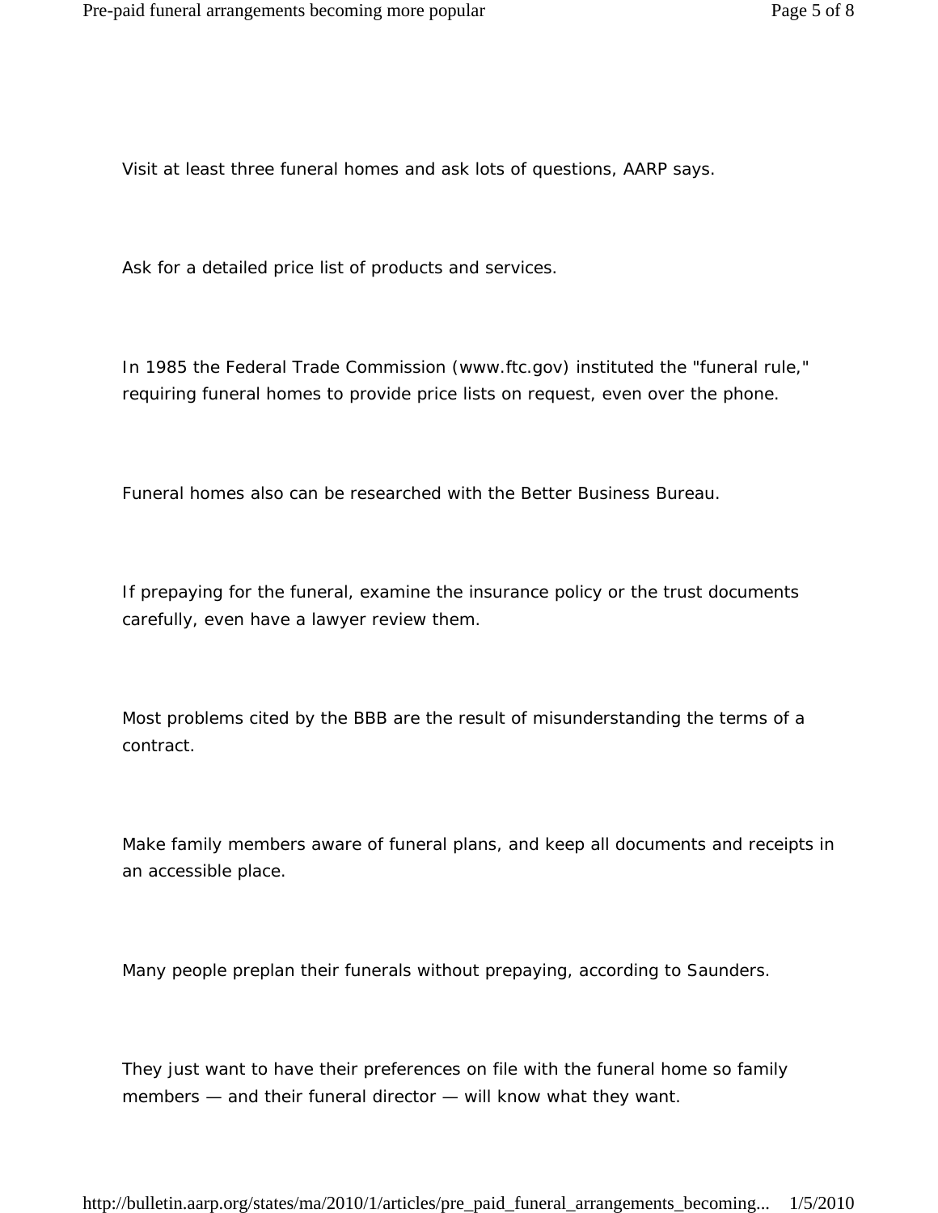Visit at least three funeral homes and ask lots of questions, AARP says.

Ask for a detailed price list of products and services.

In 1985 the Federal Trade Commission (www.ftc.gov) instituted the "funeral rule," requiring funeral homes to provide price lists on request, even over the phone.

Funeral homes also can be researched with the Better Business Bureau.

If prepaying for the funeral, examine the insurance policy or the trust documents carefully, even have a lawyer review them.

Most problems cited by the BBB are the result of misunderstanding the terms of a contract.

Make family members aware of funeral plans, and keep all documents and receipts in an accessible place.

Many people preplan their funerals without prepaying, according to Saunders.

They just want to have their preferences on file with the funeral home so family members — and their funeral director — will know what they want.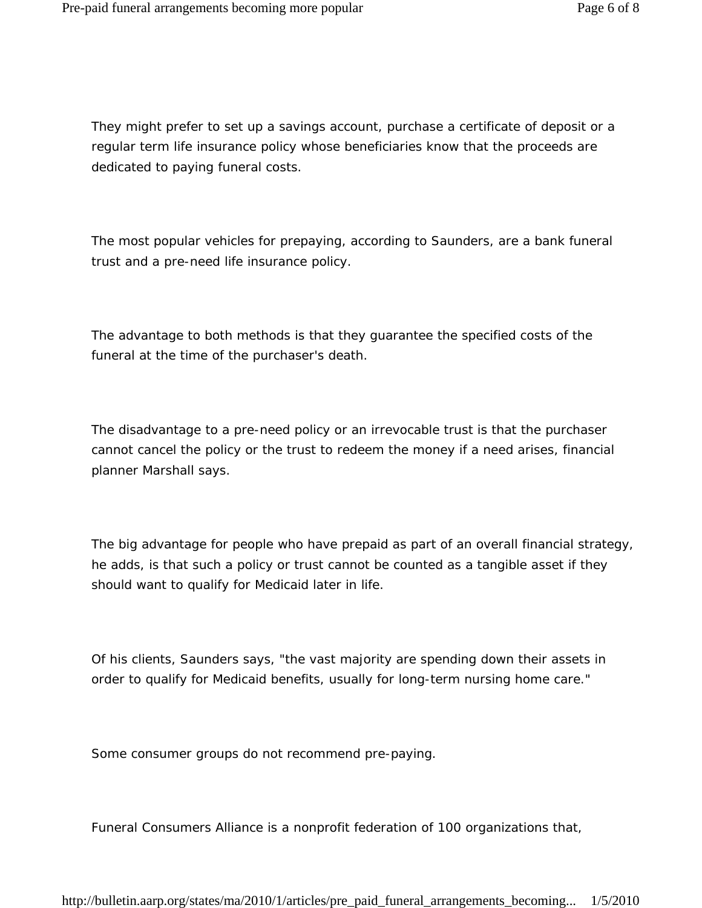They might prefer to set up a savings account, purchase a certificate of deposit or a regular term life insurance policy whose beneficiaries know that the proceeds are dedicated to paying funeral costs.

The most popular vehicles for prepaying, according to Saunders, are a bank funeral trust and a pre-need life insurance policy.

The advantage to both methods is that they guarantee the specified costs of the funeral at the time of the purchaser's death.

The disadvantage to a pre-need policy or an irrevocable trust is that the purchaser cannot cancel the policy or the trust to redeem the money if a need arises, financial planner Marshall says.

The big advantage for people who have prepaid as part of an overall financial strategy, he adds, is that such a policy or trust cannot be counted as a tangible asset if they should want to qualify for Medicaid later in life.

Of his clients, Saunders says, "the vast majority are spending down their assets in order to qualify for Medicaid benefits, usually for long-term nursing home care."

Some consumer groups do not recommend pre-paying.

Funeral Consumers Alliance is a nonprofit federation of 100 organizations that,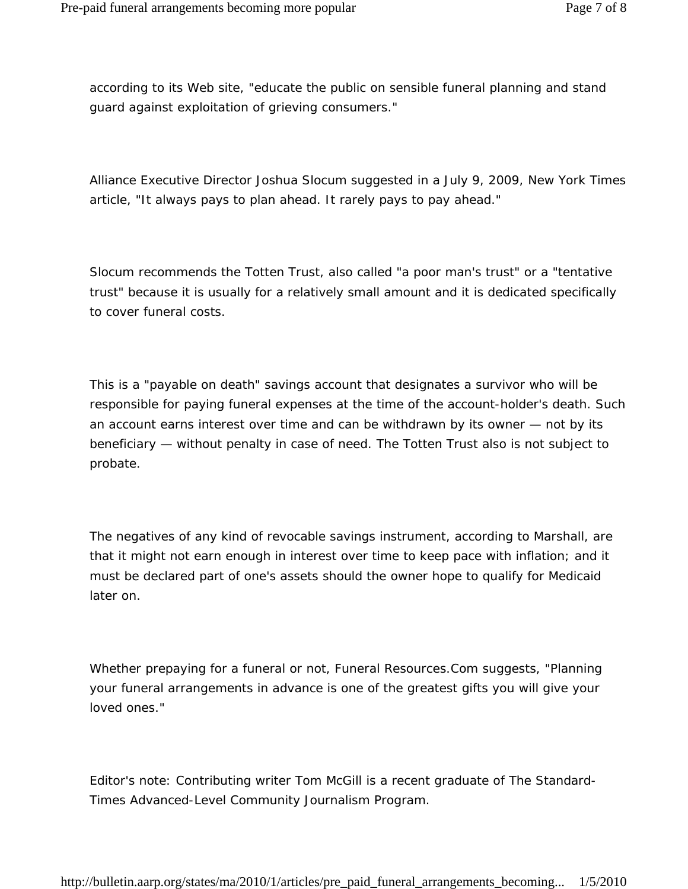according to its Web site, "educate the public on sensible funeral planning and stand guard against exploitation of grieving consumers."

Alliance Executive Director Joshua Slocum suggested in a July 9, 2009, New York Times article, "It always pays to plan ahead. It rarely pays to pay ahead."

Slocum recommends the Totten Trust, also called "a poor man's trust" or a "tentative trust" because it is usually for a relatively small amount and it is dedicated specifically to cover funeral costs.

This is a "payable on death" savings account that designates a survivor who will be responsible for paying funeral expenses at the time of the account-holder's death. Such an account earns interest over time and can be withdrawn by its owner — not by its beneficiary — without penalty in case of need. The Totten Trust also is not subject to probate.

The negatives of any kind of revocable savings instrument, according to Marshall, are that it might not earn enough in interest over time to keep pace with inflation; and it must be declared part of one's assets should the owner hope to qualify for Medicaid later on.

Whether prepaying for a funeral or not, Funeral Resources.Com suggests, "Planning your funeral arrangements in advance is one of the greatest gifts you will give your loved ones."

Editor's note: Contributing writer Tom McGill is a recent graduate of The Standard-Times Advanced-Level Community Journalism Program.